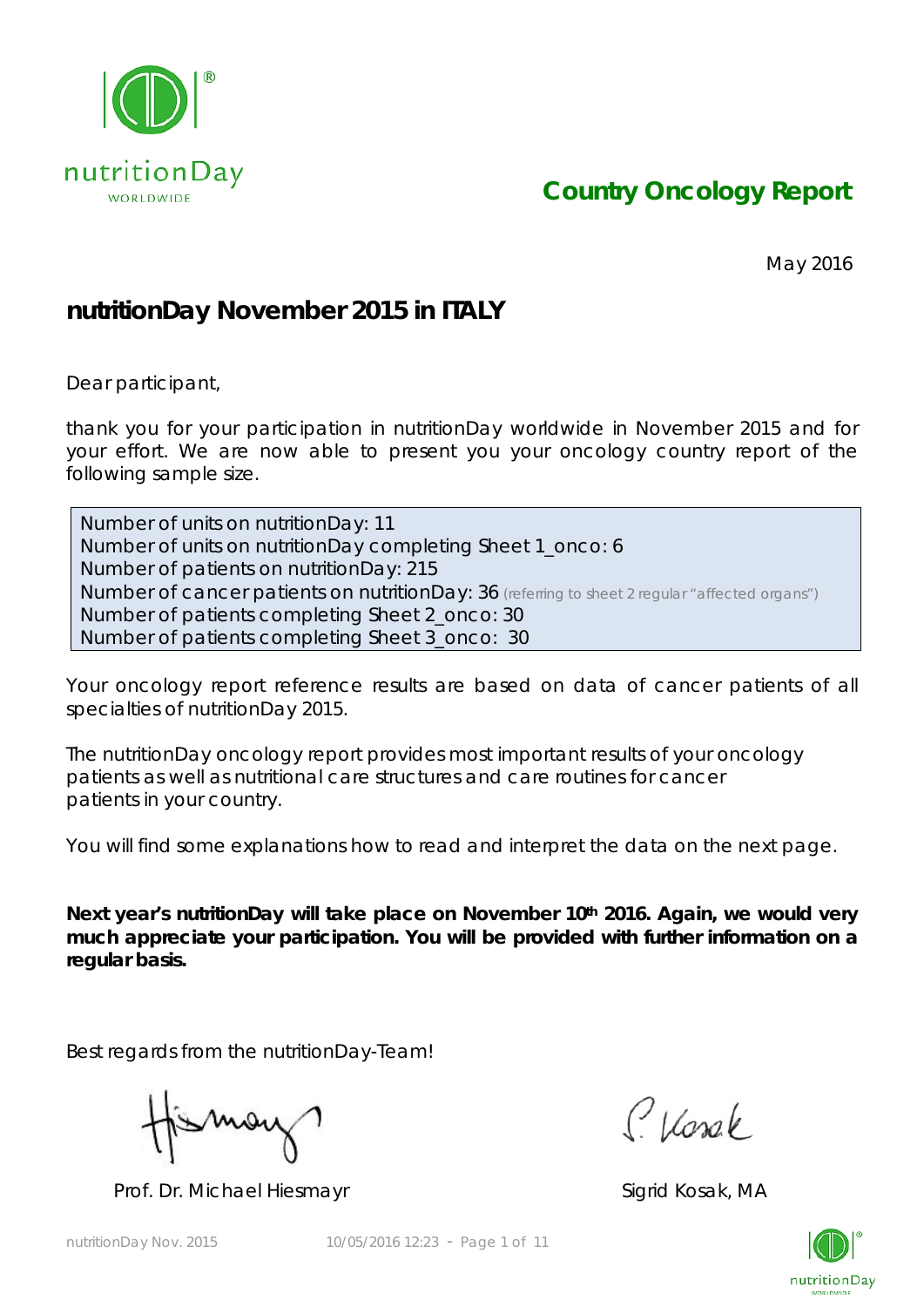nutritionDay WORLDWIDE

# Country Oncology Report

May 2016

## nutritionDay November 2015 in ITALY

Dear participant,

thank you for your participation in nutritionDay worldwide in November 2015 and for your effort. We are now able to present you your oncology country report of the following sample size.

Number of units on nutritionDay: 11
Number of units on nutritionDay completing Sheet 1_onco: 6
Number of patients on nutritionDay: 215
Number of cancer patients on nutritionDay: 36 (referring to sheet 2 regular "affected organs")
Number of patients completing Sheet 2_onco: 30
Number of patients completing Sheet 3_onco: 30

Your oncology report reference results are based on data of cancer patients of all specialties of nutritionDay 2015.

The nutritionDay oncology report provides most important results of your oncology patients as well as nutritional care structures and care routines for cancer patients in your country.

You will find some explanations how to read and interpret the data on the next page.

**Next year's nutritionDay will take place on November 10th 2016. Again, we would very much appreciate your participation. You will be provided with further information on a regular basis.**

Best regards from the nutritionDay-Team!

Prof. Dr. Michael Hiesmayr

Sigrid Kosak, MA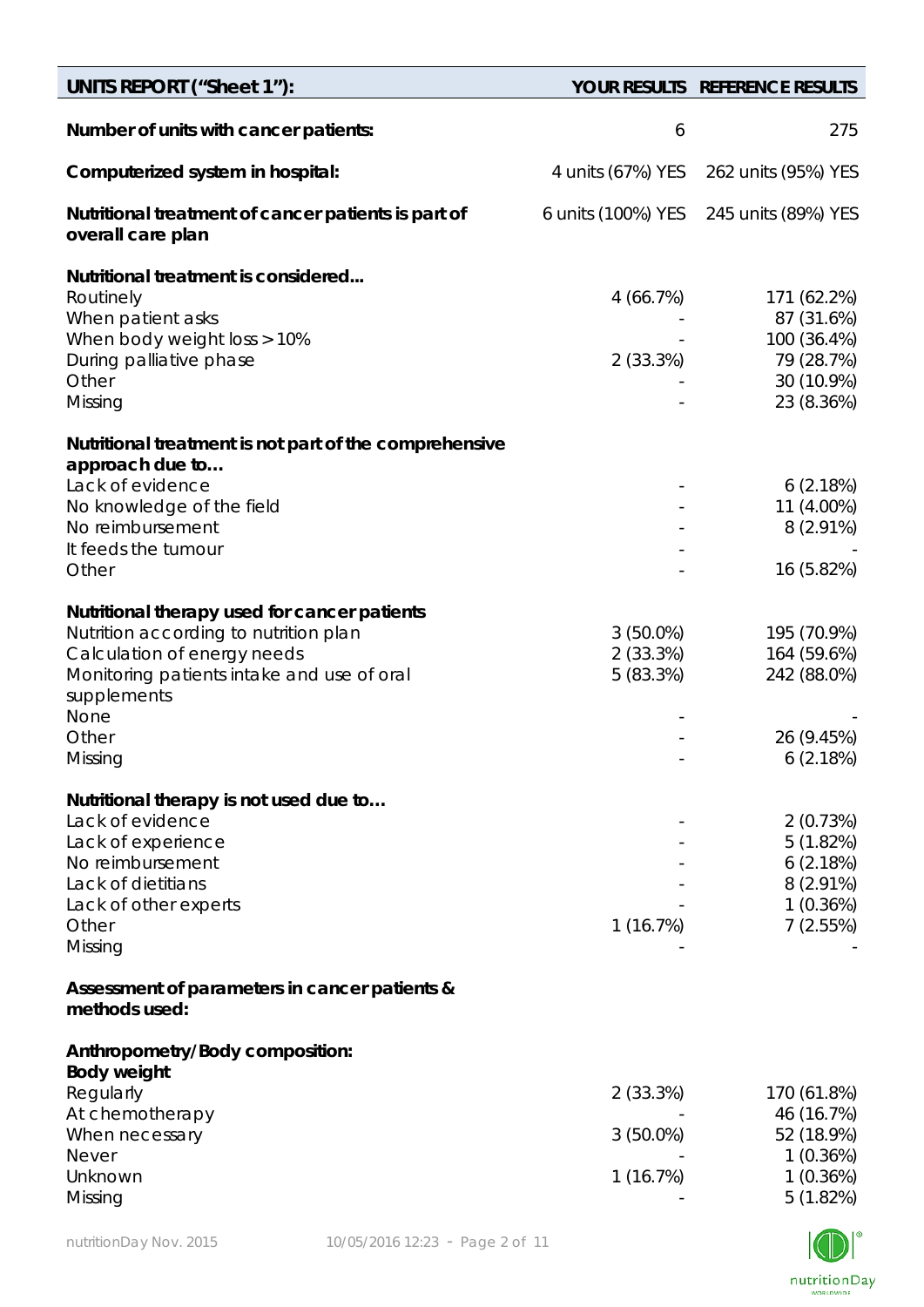| UNITS REPORT ("Sheet 1"): | YOUR RESULTS | REFERENCE RESULTS |
|---|---|---|
| **Number of units with cancer patients:** | 6 | 275 |
| **Computerized system in hospital:** | 4 units (67%) YES | 262 units (95%) YES |
| **Nutritional treatment of cancer patients is part of overall care plan** | 6 units (100%) YES | 245 units (89%) YES |
| **Nutritional treatment is considered...** | | |
| Routinely | 4 (66.7%) | 171 (62.2%) |
| When patient asks | - | 87 (31.6%) |
| When body weight loss > 10% | - | 100 (36.4%) |
| During palliative phase | 2 (33.3%) | 79 (28.7%) |
| Other | - | 30 (10.9%) |
| Missing | - | 23 (8.36%) |
| **Nutritional treatment is not part of the comprehensive approach due to…** | | |
| Lack of evidence | - | 6 (2.18%) |
| No knowledge of the field | - | 11 (4.00%) |
| No reimbursement | - | 8 (2.91%) |
| It feeds the tumour | - | - |
| Other | - | 16 (5.82%) |
| **Nutritional therapy used for cancer patients** | | |
| Nutrition according to nutrition plan | 3 (50.0%) | 195 (70.9%) |
| Calculation of energy needs | 2 (33.3%) | 164 (59.6%) |
| Monitoring patients intake and use of oral supplements | 5 (83.3%) | 242 (88.0%) |
| None | - | - |
| Other | - | 26 (9.45%) |
| Missing | - | 6 (2.18%) |
| **Nutritional therapy is not used due to…** | | |
| Lack of evidence | - | 2 (0.73%) |
| Lack of experience | - | 5 (1.82%) |
| No reimbursement | - | 6 (2.18%) |
| Lack of dietitians | - | 8 (2.91%) |
| Lack of other experts | - | 1 (0.36%) |
| Other | 1 (16.7%) | 7 (2.55%) |
| Missing | - | - |
| **Assessment of parameters in cancer patients & methods used:** | | |
| **Anthropometry/Body composition:** | | |
| **Body weight** | | |
| Regularly | 2 (33.3%) | 170 (61.8%) |
| At chemotherapy | - | 46 (16.7%) |
| When necessary | 3 (50.0%) | 52 (18.9%) |
| Never | - | 1 (0.36%) |
| Unknown | 1 (16.7%) | 1 (0.36%) |
| Missing | - | 5 (1.82%) |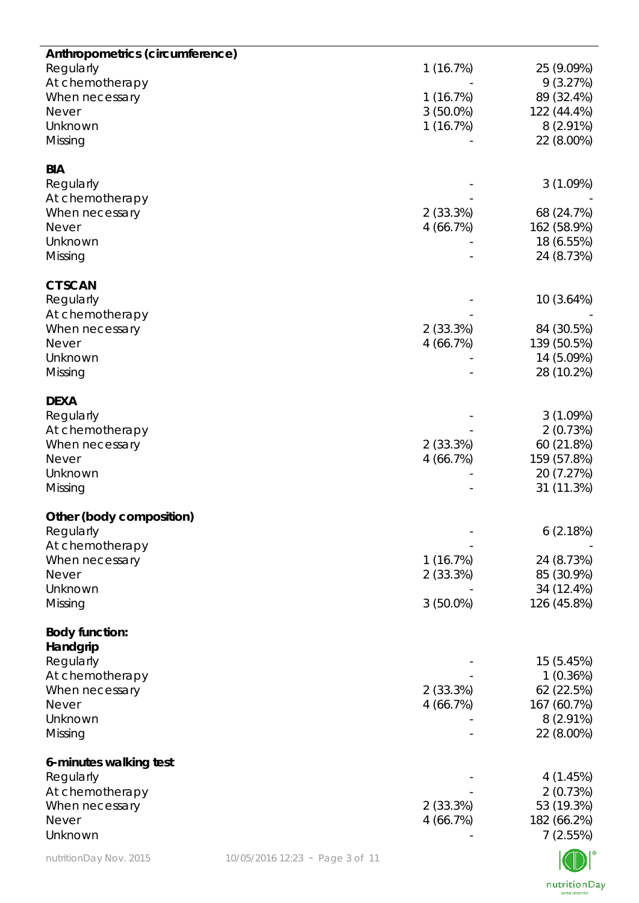| | | |
|---|---|---|
| **Anthropometrics (circumference)** | | |
| Regularly | 1 (16.7%) | 25 (9.09%) |
| At chemotherapy | - | 9 (3.27%) |
| When necessary | 1 (16.7%) | 89 (32.4%) |
| Never | 3 (50.0%) | 122 (44.4%) |
| Unknown | 1 (16.7%) | 8 (2.91%) |
| Missing | - | 22 (8.00%) |
| **BIA** | | |
| Regularly | - | 3 (1.09%) |
| At chemotherapy | - | - |
| When necessary | 2 (33.3%) | 68 (24.7%) |
| Never | 4 (66.7%) | 162 (58.9%) |
| Unknown | - | 18 (6.55%) |
| Missing | - | 24 (8.73%) |
| **CTSCAN** | | |
| Regularly | - | 10 (3.64%) |
| At chemotherapy | - | - |
| When necessary | 2 (33.3%) | 84 (30.5%) |
| Never | 4 (66.7%) | 139 (50.5%) |
| Unknown | - | 14 (5.09%) |
| Missing | - | 28 (10.2%) |
| **DEXA** | | |
| Regularly | - | 3 (1.09%) |
| At chemotherapy | - | 2 (0.73%) |
| When necessary | 2 (33.3%) | 60 (21.8%) |
| Never | 4 (66.7%) | 159 (57.8%) |
| Unknown | - | 20 (7.27%) |
| Missing | - | 31 (11.3%) |
| **Other (body composition)** | | |
| Regularly | - | 6 (2.18%) |
| At chemotherapy | - | - |
| When necessary | 1 (16.7%) | 24 (8.73%) |
| Never | 2 (33.3%) | 85 (30.9%) |
| Unknown | - | 34 (12.4%) |
| Missing | 3 (50.0%) | 126 (45.8%) |
| **Body function:** | | |
| **Handgrip** | | |
| Regularly | - | 15 (5.45%) |
| At chemotherapy | - | 1 (0.36%) |
| When necessary | 2 (33.3%) | 62 (22.5%) |
| Never | 4 (66.7%) | 167 (60.7%) |
| Unknown | - | 8 (2.91%) |
| Missing | - | 22 (8.00%) |
| **6-minutes walking test** | | |
| Regularly | - | 4 (1.45%) |
| At chemotherapy | - | 2 (0.73%) |
| When necessary | 2 (33.3%) | 53 (19.3%) |
| Never | 4 (66.7%) | 182 (66.2%) |
| Unknown | - | 7 (2.55%) |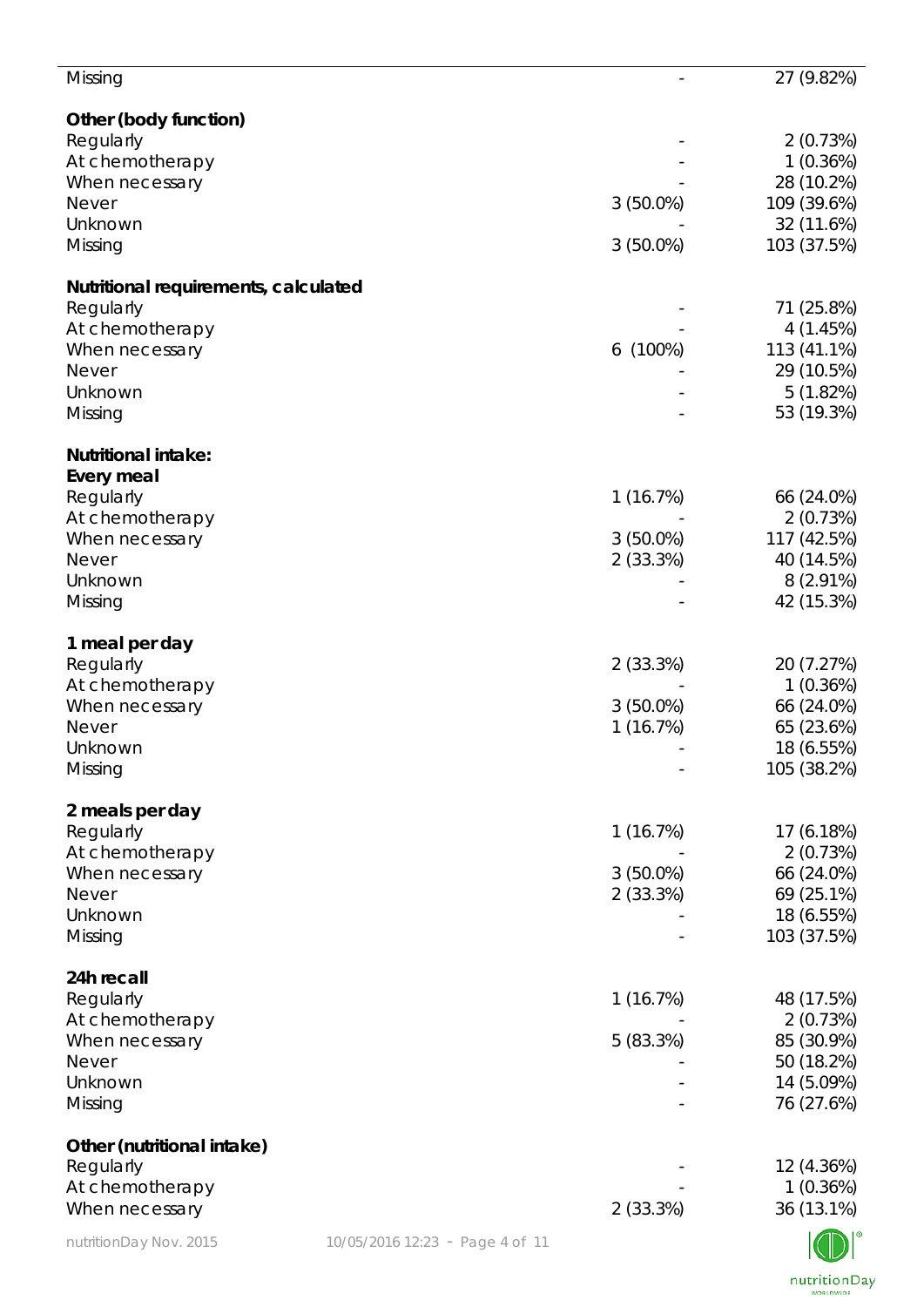| | | |
|---|---|---|
| Missing | - | 27 (9.82%) |
| **Other (body function)** | | |
| Regularly | - | 2 (0.73%) |
| At chemotherapy | - | 1 (0.36%) |
| When necessary | - | 28 (10.2%) |
| Never | 3 (50.0%) | 109 (39.6%) |
| Unknown | - | 32 (11.6%) |
| Missing | 3 (50.0%) | 103 (37.5%) |
| **Nutritional requirements, calculated** | | |
| Regularly | - | 71 (25.8%) |
| At chemotherapy | - | 4 (1.45%) |
| When necessary | 6 (100%) | 113 (41.1%) |
| Never | - | 29 (10.5%) |
| Unknown | - | 5 (1.82%) |
| Missing | - | 53 (19.3%) |
| **Nutritional intake:** | | |
| **Every meal** | | |
| Regularly | 1 (16.7%) | 66 (24.0%) |
| At chemotherapy | - | 2 (0.73%) |
| When necessary | 3 (50.0%) | 117 (42.5%) |
| Never | 2 (33.3%) | 40 (14.5%) |
| Unknown | - | 8 (2.91%) |
| Missing | - | 42 (15.3%) |
| **1 meal per day** | | |
| Regularly | 2 (33.3%) | 20 (7.27%) |
| At chemotherapy | - | 1 (0.36%) |
| When necessary | 3 (50.0%) | 66 (24.0%) |
| Never | 1 (16.7%) | 65 (23.6%) |
| Unknown | - | 18 (6.55%) |
| Missing | - | 105 (38.2%) |
| **2 meals per day** | | |
| Regularly | 1 (16.7%) | 17 (6.18%) |
| At chemotherapy | - | 2 (0.73%) |
| When necessary | 3 (50.0%) | 66 (24.0%) |
| Never | 2 (33.3%) | 69 (25.1%) |
| Unknown | - | 18 (6.55%) |
| Missing | - | 103 (37.5%) |
| **24h recall** | | |
| Regularly | 1 (16.7%) | 48 (17.5%) |
| At chemotherapy | - | 2 (0.73%) |
| When necessary | 5 (83.3%) | 85 (30.9%) |
| Never | - | 50 (18.2%) |
| Unknown | - | 14 (5.09%) |
| Missing | - | 76 (27.6%) |
| **Other (nutritional intake)** | | |
| Regularly | - | 12 (4.36%) |
| At chemotherapy | - | 1 (0.36%) |
| When necessary | 2 (33.3%) | 36 (13.1%) |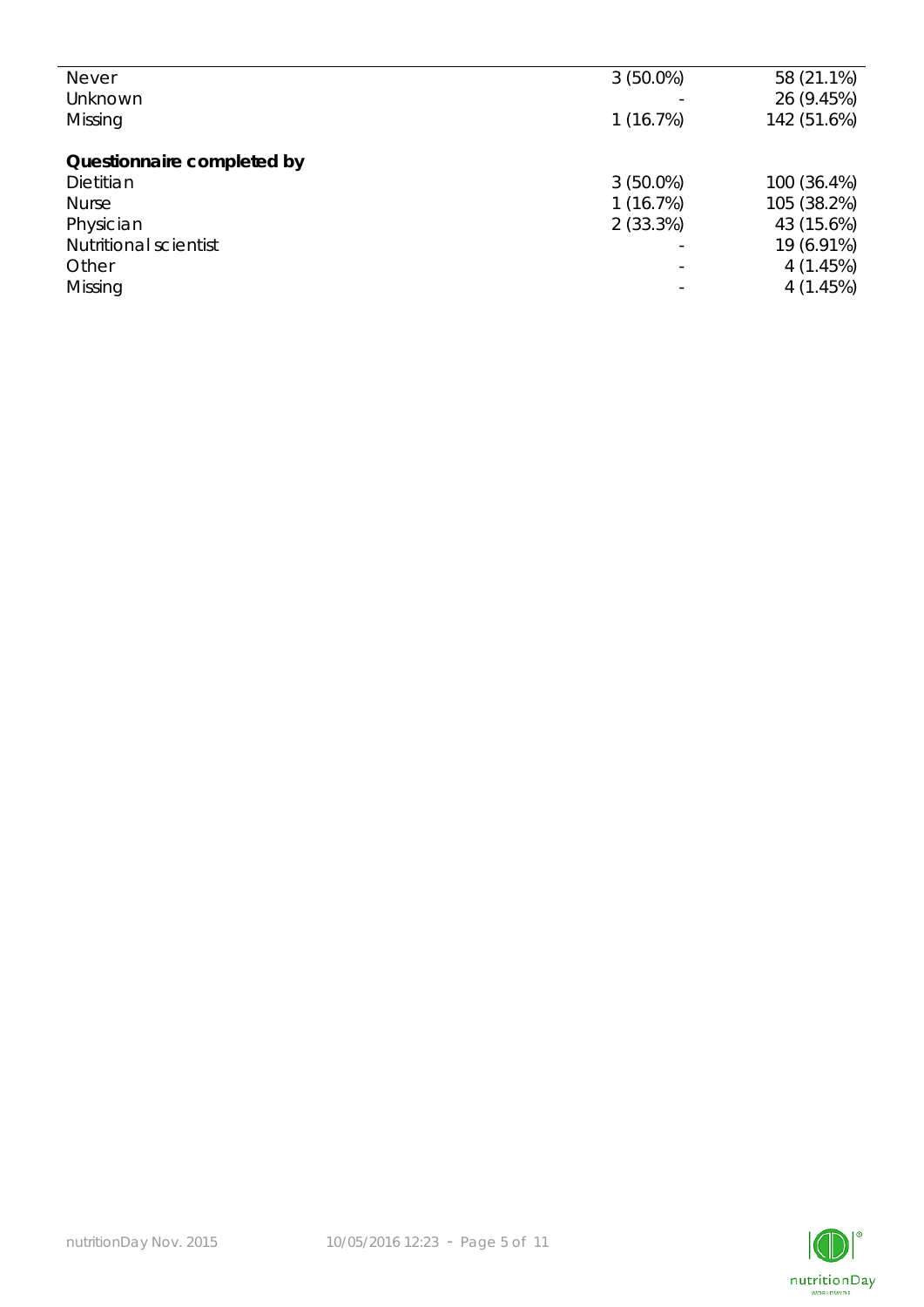| | | |
|---|---|---|
| Never | 3 (50.0%) | 58 (21.1%) |
| Unknown | - | 26 (9.45%) |
| Missing | 1 (16.7%) | 142 (51.6%) |
| | | |
| **Questionnaire completed by** | | |
| Dietitian | 3 (50.0%) | 100 (36.4%) |
| Nurse | 1 (16.7%) | 105 (38.2%) |
| Physician | 2 (33.3%) | 43 (15.6%) |
| Nutritional scientist | - | 19 (6.91%) |
| Other | - | 4 (1.45%) |
| Missing | - | 4 (1.45%) |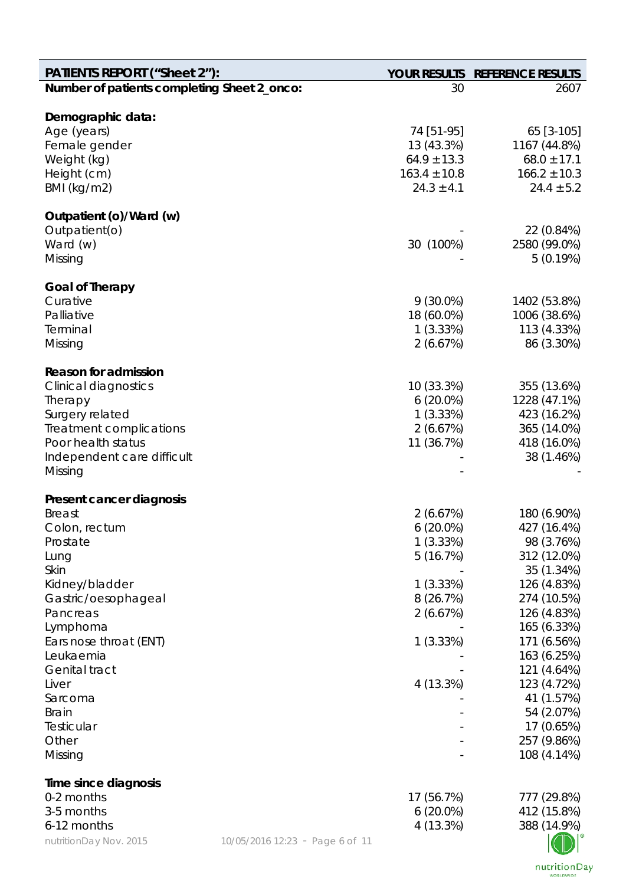| PATIENTS REPORT ("Sheet 2"): | YOUR RESULTS | REFERENCE RESULTS |
|---|---|---|
| **Number of patients completing Sheet 2_onco:** | 30 | 2607 |
| | | |
| **Demographic data:** | | |
| Age (years) | 74 [51-95] | 65 [3-105] |
| Female gender | 13 (43.3%) | 1167 (44.8%) |
| Weight (kg) | 64.9 ±13.3 | 68.0 ±17.1 |
| Height (cm) | 163.4 ±10.8 | 166.2 ±10.3 |
| BMI (kg/m2) | 24.3 ±4.1 | 24.4 ±5.2 |
| | | |
| **Outpatient (o)/Ward (w)** | | |
| Outpatient(o) | - | 22 (0.84%) |
| Ward (w) | 30 (100%) | 2580 (99.0%) |
| Missing | - | 5 (0.19%) |
| | | |
| **Goal of Therapy** | | |
| Curative | 9 (30.0%) | 1402 (53.8%) |
| Palliative | 18 (60.0%) | 1006 (38.6%) |
| Terminal | 1 (3.33%) | 113 (4.33%) |
| Missing | 2 (6.67%) | 86 (3.30%) |
| | | |
| **Reason for admission** | | |
| Clinical diagnostics | 10 (33.3%) | 355 (13.6%) |
| Therapy | 6 (20.0%) | 1228 (47.1%) |
| Surgery related | 1 (3.33%) | 423 (16.2%) |
| Treatment complications | 2 (6.67%) | 365 (14.0%) |
| Poor health status | 11 (36.7%) | 418 (16.0%) |
| Independent care difficult | - | 38 (1.46%) |
| Missing | - | - |
| | | |
| **Present cancer diagnosis** | | |
| Breast | 2 (6.67%) | 180 (6.90%) |
| Colon, rectum | 6 (20.0%) | 427 (16.4%) |
| Prostate | 1 (3.33%) | 98 (3.76%) |
| Lung | 5 (16.7%) | 312 (12.0%) |
| Skin | - | 35 (1.34%) |
| Kidney/bladder | 1 (3.33%) | 126 (4.83%) |
| Gastric/oesophageal | 8 (26.7%) | 274 (10.5%) |
| Pancreas | 2 (6.67%) | 126 (4.83%) |
| Lymphoma | - | 165 (6.33%) |
| Ears nose throat (ENT) | 1 (3.33%) | 171 (6.56%) |
| Leukaemia | - | 163 (6.25%) |
| Genital tract | - | 121 (4.64%) |
| Liver | 4 (13.3%) | 123 (4.72%) |
| Sarcoma | - | 41 (1.57%) |
| Brain | - | 54 (2.07%) |
| Testicular | - | 17 (0.65%) |
| Other | - | 257 (9.86%) |
| Missing | - | 108 (4.14%) |
| | | |
| **Time since diagnosis** | | |
| 0-2 months | 17 (56.7%) | 777 (29.8%) |
| 3-5 months | 6 (20.0%) | 412 (15.8%) |
| 6-12 months | 4 (13.3%) | 388 (14.9%) |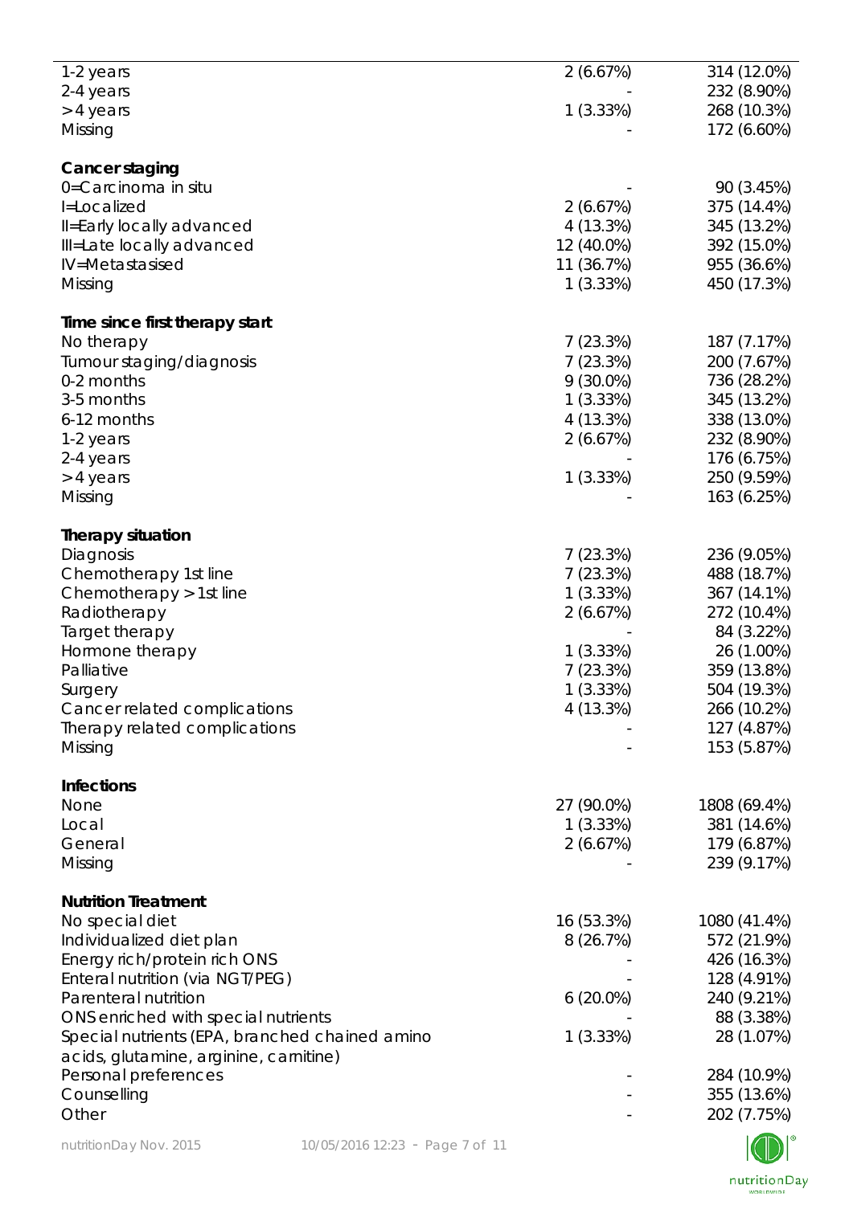| | | |
|---|---|---|
| 1-2 years | 2 (6.67%) | 314 (12.0%) |
| 2-4 years | - | 232 (8.90%) |
| > 4 years | 1 (3.33%) | 268 (10.3%) |
| Missing | - | 172 (6.60%) |
| | | |
| **Cancer staging** | | |
| 0=Carcinoma in situ | - | 90 (3.45%) |
| I=Localized | 2 (6.67%) | 375 (14.4%) |
| II=Early locally advanced | 4 (13.3%) | 345 (13.2%) |
| III=Late locally advanced | 12 (40.0%) | 392 (15.0%) |
| IV=Metastasised | 11 (36.7%) | 955 (36.6%) |
| Missing | 1 (3.33%) | 450 (17.3%) |
| | | |
| **Time since first therapy start** | | |
| No therapy | 7 (23.3%) | 187 (7.17%) |
| Tumour staging/diagnosis | 7 (23.3%) | 200 (7.67%) |
| 0-2 months | 9 (30.0%) | 736 (28.2%) |
| 3-5 months | 1 (3.33%) | 345 (13.2%) |
| 6-12 months | 4 (13.3%) | 338 (13.0%) |
| 1-2 years | 2 (6.67%) | 232 (8.90%) |
| 2-4 years | - | 176 (6.75%) |
| > 4 years | 1 (3.33%) | 250 (9.59%) |
| Missing | - | 163 (6.25%) |
| | | |
| **Therapy situation** | | |
| Diagnosis | 7 (23.3%) | 236 (9.05%) |
| Chemotherapy 1st line | 7 (23.3%) | 488 (18.7%) |
| Chemotherapy > 1st line | 1 (3.33%) | 367 (14.1%) |
| Radiotherapy | 2 (6.67%) | 272 (10.4%) |
| Target therapy | - | 84 (3.22%) |
| Hormone therapy | 1 (3.33%) | 26 (1.00%) |
| Palliative | 7 (23.3%) | 359 (13.8%) |
| Surgery | 1 (3.33%) | 504 (19.3%) |
| Cancer related complications | 4 (13.3%) | 266 (10.2%) |
| Therapy related complications | - | 127 (4.87%) |
| Missing | - | 153 (5.87%) |
| | | |
| **Infections** | | |
| None | 27 (90.0%) | 1808 (69.4%) |
| Local | 1 (3.33%) | 381 (14.6%) |
| General | 2 (6.67%) | 179 (6.87%) |
| Missing | - | 239 (9.17%) |
| | | |
| **Nutrition Treatment** | | |
| No special diet | 16 (53.3%) | 1080 (41.4%) |
| Individualized diet plan | 8 (26.7%) | 572 (21.9%) |
| Energy rich/protein rich ONS | - | 426 (16.3%) |
| Enteral nutrition (via NGT/PEG) | - | 128 (4.91%) |
| Parenteral nutrition | 6 (20.0%) | 240 (9.21%) |
| ONS enriched with special nutrients | - | 88 (3.38%) |
| Special nutrients (EPA, branched chained amino acids, glutamine, arginine, carnitine) | 1 (3.33%) | 28 (1.07%) |
| Personal preferences | - | 284 (10.9%) |
| Counselling | - | 355 (13.6%) |
| Other | - | 202 (7.75%) |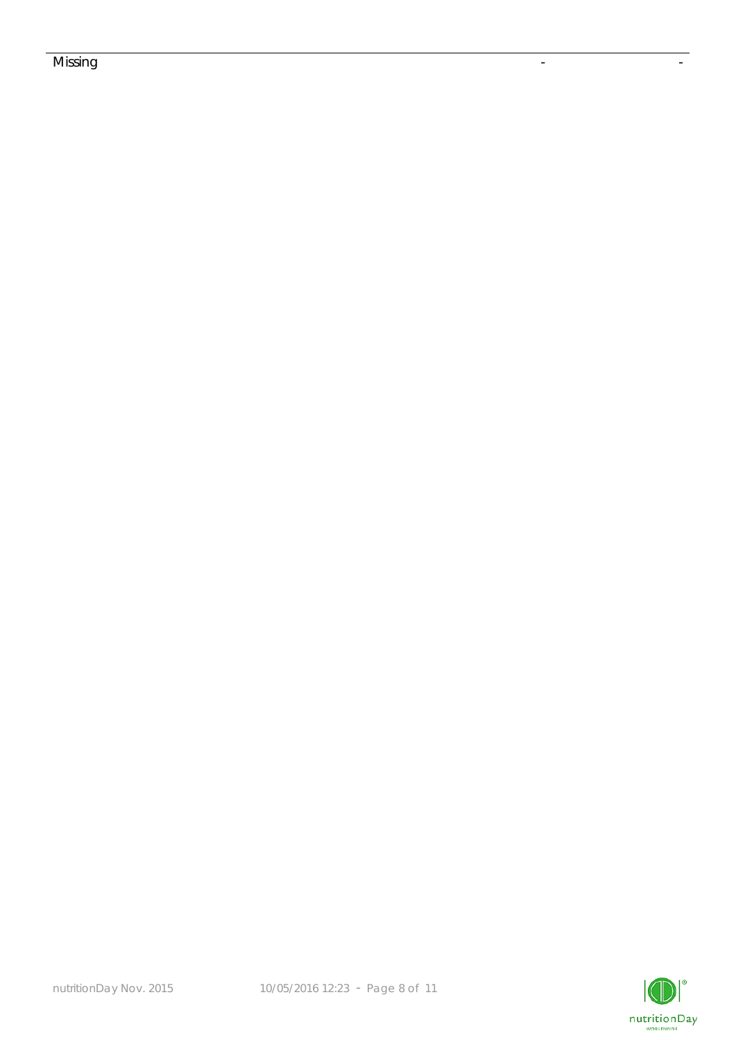| Missing | - | - |
|---|---|---|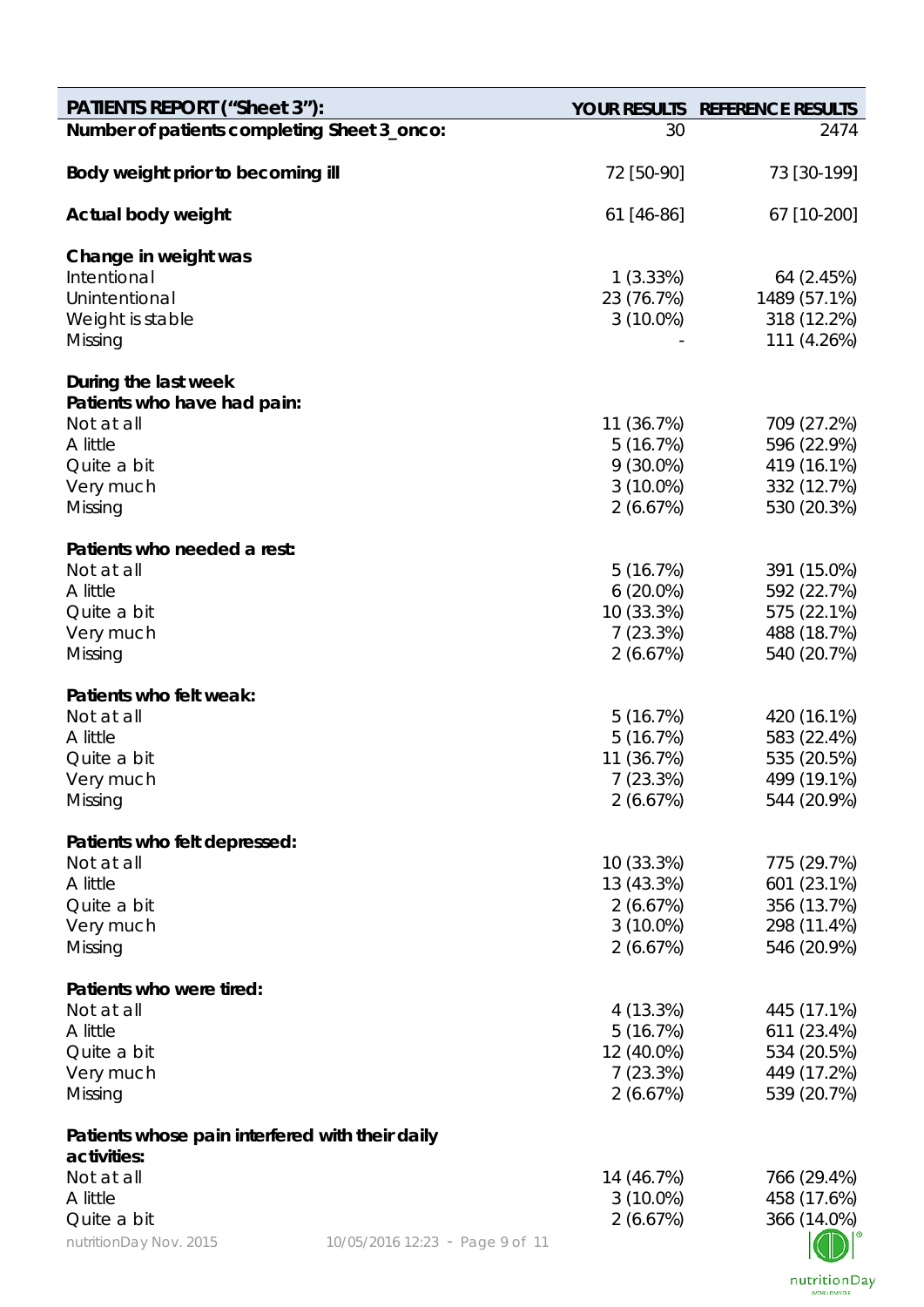| PATIENTS REPORT ("Sheet 3"): | YOUR RESULTS | REFERENCE RESULTS |
|---|---|---|
| **Number of patients completing Sheet 3_onco:** | 30 | 2474 |
| **Body weight prior to becoming ill** | 72 [50-90] | 73 [30-199] |
| **Actual body weight** | 61 [46-86] | 67 [10-200] |
| **Change in weight was** | | |
| Intentional | 1 (3.33%) | 64 (2.45%) |
| Unintentional | 23 (76.7%) | 1489 (57.1%) |
| Weight is stable | 3 (10.0%) | 318 (12.2%) |
| Missing | - | 111 (4.26%) |
| **During the last week** | | |
| **Patients who have had pain:** | | |
| Not at all | 11 (36.7%) | 709 (27.2%) |
| A little | 5 (16.7%) | 596 (22.9%) |
| Quite a bit | 9 (30.0%) | 419 (16.1%) |
| Very much | 3 (10.0%) | 332 (12.7%) |
| Missing | 2 (6.67%) | 530 (20.3%) |
| **Patients who needed a rest:** | | |
| Not at all | 5 (16.7%) | 391 (15.0%) |
| A little | 6 (20.0%) | 592 (22.7%) |
| Quite a bit | 10 (33.3%) | 575 (22.1%) |
| Very much | 7 (23.3%) | 488 (18.7%) |
| Missing | 2 (6.67%) | 540 (20.7%) |
| **Patients who felt weak:** | | |
| Not at all | 5 (16.7%) | 420 (16.1%) |
| A little | 5 (16.7%) | 583 (22.4%) |
| Quite a bit | 11 (36.7%) | 535 (20.5%) |
| Very much | 7 (23.3%) | 499 (19.1%) |
| Missing | 2 (6.67%) | 544 (20.9%) |
| **Patients who felt depressed:** | | |
| Not at all | 10 (33.3%) | 775 (29.7%) |
| A little | 13 (43.3%) | 601 (23.1%) |
| Quite a bit | 2 (6.67%) | 356 (13.7%) |
| Very much | 3 (10.0%) | 298 (11.4%) |
| Missing | 2 (6.67%) | 546 (20.9%) |
| **Patients who were tired:** | | |
| Not at all | 4 (13.3%) | 445 (17.1%) |
| A little | 5 (16.7%) | 611 (23.4%) |
| Quite a bit | 12 (40.0%) | 534 (20.5%) |
| Very much | 7 (23.3%) | 449 (17.2%) |
| Missing | 2 (6.67%) | 539 (20.7%) |
| **Patients whose pain interfered with their daily activities:** | | |
| Not at all | 14 (46.7%) | 766 (29.4%) |
| A little | 3 (10.0%) | 458 (17.6%) |
| Quite a bit | 2 (6.67%) | 366 (14.0%) |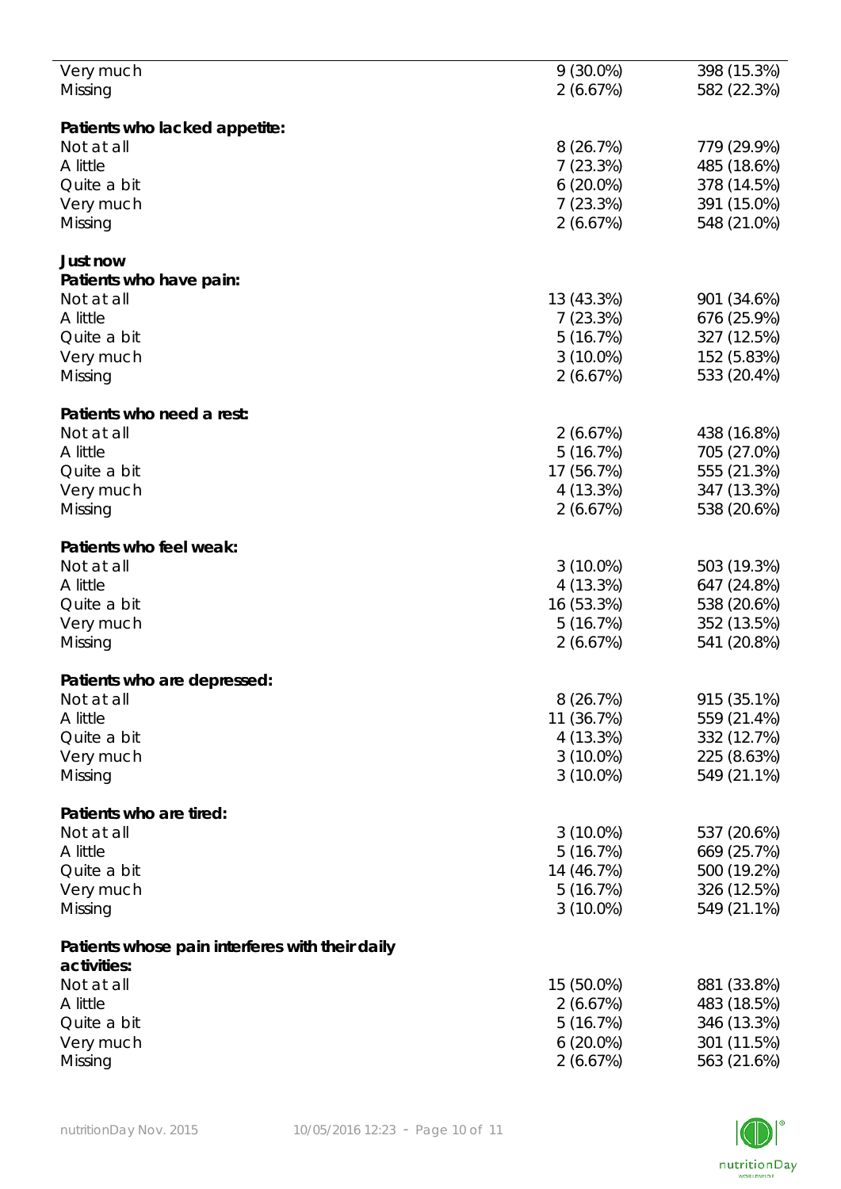| | | |
|---|---|---|
| Very much | 9 (30.0%) | 398 (15.3%) |
| Missing | 2 (6.67%) | 582 (22.3%) |
| | | |
| **Patients who lacked appetite:** | | |
| Not at all | 8 (26.7%) | 779 (29.9%) |
| A little | 7 (23.3%) | 485 (18.6%) |
| Quite a bit | 6 (20.0%) | 378 (14.5%) |
| Very much | 7 (23.3%) | 391 (15.0%) |
| Missing | 2 (6.67%) | 548 (21.0%) |
| | | |
| **Just now** | | |
| **Patients who have pain:** | | |
| Not at all | 13 (43.3%) | 901 (34.6%) |
| A little | 7 (23.3%) | 676 (25.9%) |
| Quite a bit | 5 (16.7%) | 327 (12.5%) |
| Very much | 3 (10.0%) | 152 (5.83%) |
| Missing | 2 (6.67%) | 533 (20.4%) |
| | | |
| **Patients who need a rest:** | | |
| Not at all | 2 (6.67%) | 438 (16.8%) |
| A little | 5 (16.7%) | 705 (27.0%) |
| Quite a bit | 17 (56.7%) | 555 (21.3%) |
| Very much | 4 (13.3%) | 347 (13.3%) |
| Missing | 2 (6.67%) | 538 (20.6%) |
| | | |
| **Patients who feel weak:** | | |
| Not at all | 3 (10.0%) | 503 (19.3%) |
| A little | 4 (13.3%) | 647 (24.8%) |
| Quite a bit | 16 (53.3%) | 538 (20.6%) |
| Very much | 5 (16.7%) | 352 (13.5%) |
| Missing | 2 (6.67%) | 541 (20.8%) |
| | | |
| **Patients who are depressed:** | | |
| Not at all | 8 (26.7%) | 915 (35.1%) |
| A little | 11 (36.7%) | 559 (21.4%) |
| Quite a bit | 4 (13.3%) | 332 (12.7%) |
| Very much | 3 (10.0%) | 225 (8.63%) |
| Missing | 3 (10.0%) | 549 (21.1%) |
| | | |
| **Patients who are tired:** | | |
| Not at all | 3 (10.0%) | 537 (20.6%) |
| A little | 5 (16.7%) | 669 (25.7%) |
| Quite a bit | 14 (46.7%) | 500 (19.2%) |
| Very much | 5 (16.7%) | 326 (12.5%) |
| Missing | 3 (10.0%) | 549 (21.1%) |
| | | |
| **Patients whose pain interferes with their daily activities:** | | |
| Not at all | 15 (50.0%) | 881 (33.8%) |
| A little | 2 (6.67%) | 483 (18.5%) |
| Quite a bit | 5 (16.7%) | 346 (13.3%) |
| Very much | 6 (20.0%) | 301 (11.5%) |
| Missing | 2 (6.67%) | 563 (21.6%) |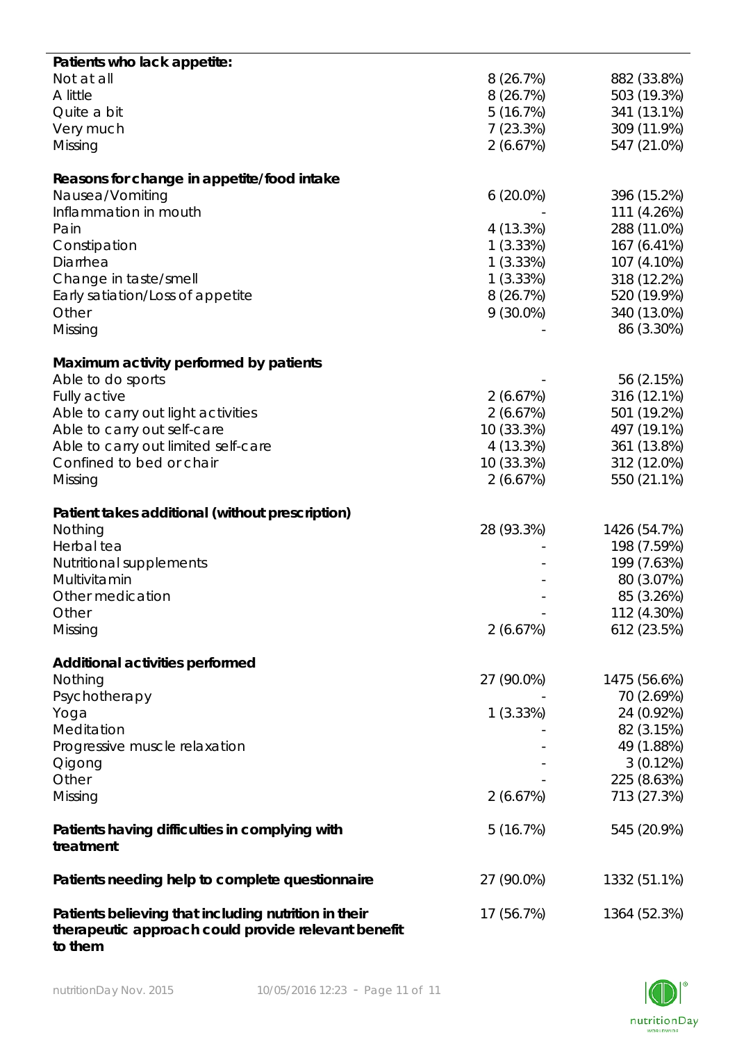| | | |
|---|---|---|
| **Patients who lack appetite:** | | |
| Not at all | 8 (26.7%) | 882 (33.8%) |
| A little | 8 (26.7%) | 503 (19.3%) |
| Quite a bit | 5 (16.7%) | 341 (13.1%) |
| Very much | 7 (23.3%) | 309 (11.9%) |
| Missing | 2 (6.67%) | 547 (21.0%) |
| **Reasons for change in appetite/food intake** | | |
| Nausea/Vomiting | 6 (20.0%) | 396 (15.2%) |
| Inflammation in mouth | - | 111 (4.26%) |
| Pain | 4 (13.3%) | 288 (11.0%) |
| Constipation | 1 (3.33%) | 167 (6.41%) |
| Diarrhea | 1 (3.33%) | 107 (4.10%) |
| Change in taste/smell | 1 (3.33%) | 318 (12.2%) |
| Early satiation/Loss of appetite | 8 (26.7%) | 520 (19.9%) |
| Other | 9 (30.0%) | 340 (13.0%) |
| Missing | - | 86 (3.30%) |
| **Maximum activity performed by patients** | | |
| Able to do sports | - | 56 (2.15%) |
| Fully active | 2 (6.67%) | 316 (12.1%) |
| Able to carry out light activities | 2 (6.67%) | 501 (19.2%) |
| Able to carry out self-care | 10 (33.3%) | 497 (19.1%) |
| Able to carry out limited self-care | 4 (13.3%) | 361 (13.8%) |
| Confined to bed or chair | 10 (33.3%) | 312 (12.0%) |
| Missing | 2 (6.67%) | 550 (21.1%) |
| **Patient takes additional (without prescription)** | | |
| Nothing | 28 (93.3%) | 1426 (54.7%) |
| Herbal tea | - | 198 (7.59%) |
| Nutritional supplements | - | 199 (7.63%) |
| Multivitamin | - | 80 (3.07%) |
| Other medication | - | 85 (3.26%) |
| Other | - | 112 (4.30%) |
| Missing | 2 (6.67%) | 612 (23.5%) |
| **Additional activities performed** | | |
| Nothing | 27 (90.0%) | 1475 (56.6%) |
| Psychotherapy | - | 70 (2.69%) |
| Yoga | 1 (3.33%) | 24 (0.92%) |
| Meditation | - | 82 (3.15%) |
| Progressive muscle relaxation | - | 49 (1.88%) |
| Qigong | - | 3 (0.12%) |
| Other | - | 225 (8.63%) |
| Missing | 2 (6.67%) | 713 (27.3%) |
| **Patients having difficulties in complying with treatment** | 5 (16.7%) | 545 (20.9%) |
| **Patients needing help to complete questionnaire** | 27 (90.0%) | 1332 (51.1%) |
| **Patients believing that including nutrition in their therapeutic approach could provide relevant benefit to them** | 17 (56.7%) | 1364 (52.3%) |